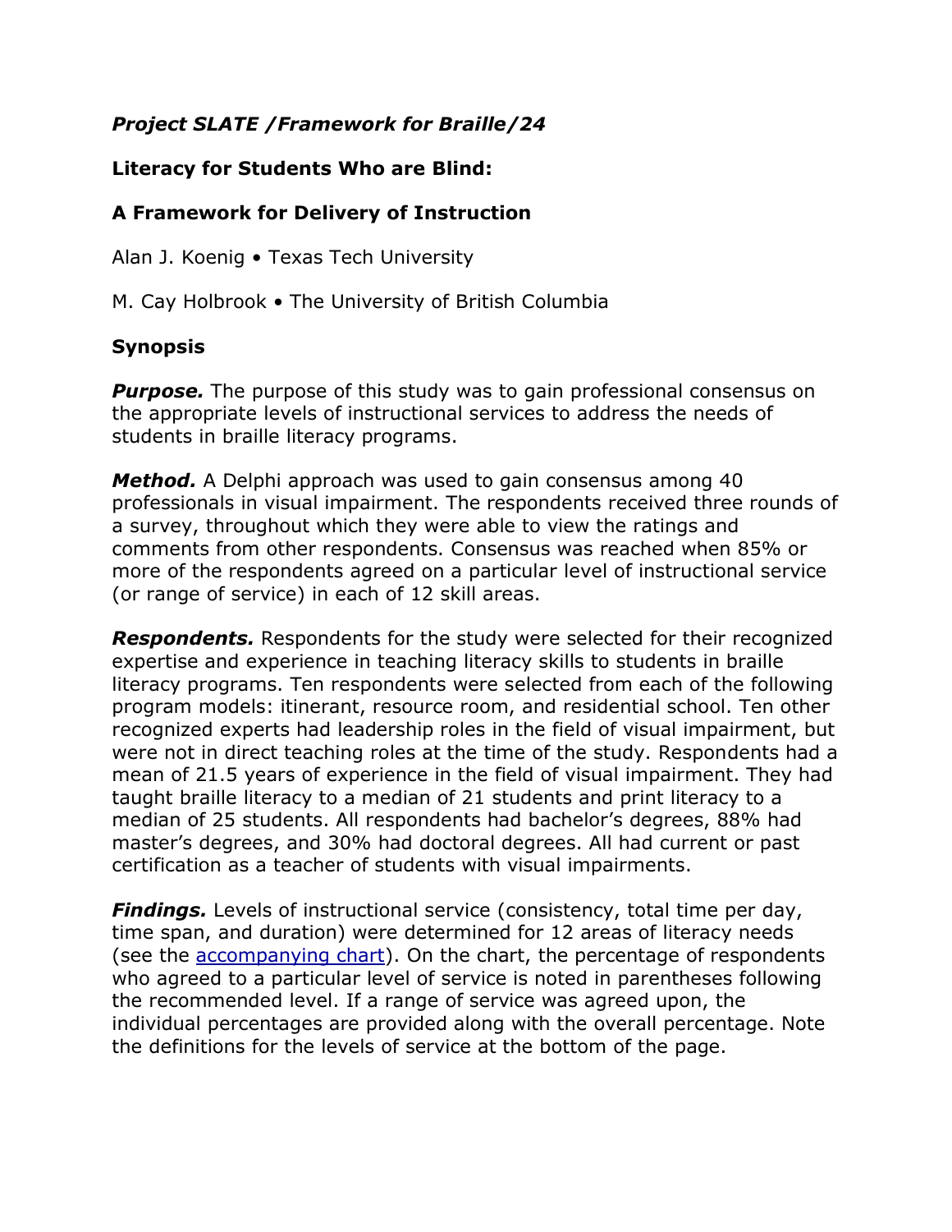***Project SLATE /Framework for Braille/24***

**Literacy for Students Who are Blind:**

**A Framework for Delivery of Instruction**

Alan J. Koenig • Texas Tech University

M. Cay Holbrook • The University of British Columbia

**Synopsis**

***Purpose.*** The purpose of this study was to gain professional consensus on the appropriate levels of instructional services to address the needs of students in braille literacy programs.

***Method.*** A Delphi approach was used to gain consensus among 40 professionals in visual impairment. The respondents received three rounds of a survey, throughout which they were able to view the ratings and comments from other respondents. Consensus was reached when 85% or more of the respondents agreed on a particular level of instructional service (or range of service) in each of 12 skill areas.

***Respondents.*** Respondents for the study were selected for their recognized expertise and experience in teaching literacy skills to students in braille literacy programs. Ten respondents were selected from each of the following program models: itinerant, resource room, and residential school. Ten other recognized experts had leadership roles in the field of visual impairment, but were not in direct teaching roles at the time of the study. Respondents had a mean of 21.5 years of experience in the field of visual impairment. They had taught braille literacy to a median of 21 students and print literacy to a median of 25 students. All respondents had bachelor's degrees, 88% had master's degrees, and 30% had doctoral degrees. All had current or past certification as a teacher of students with visual impairments.

***Findings.*** Levels of instructional service (consistency, total time per day, time span, and duration) were determined for 12 areas of literacy needs (see the accompanying chart). On the chart, the percentage of respondents who agreed to a particular level of service is noted in parentheses following the recommended level. If a range of service was agreed upon, the individual percentages are provided along with the overall percentage. Note the definitions for the levels of service at the bottom of the page.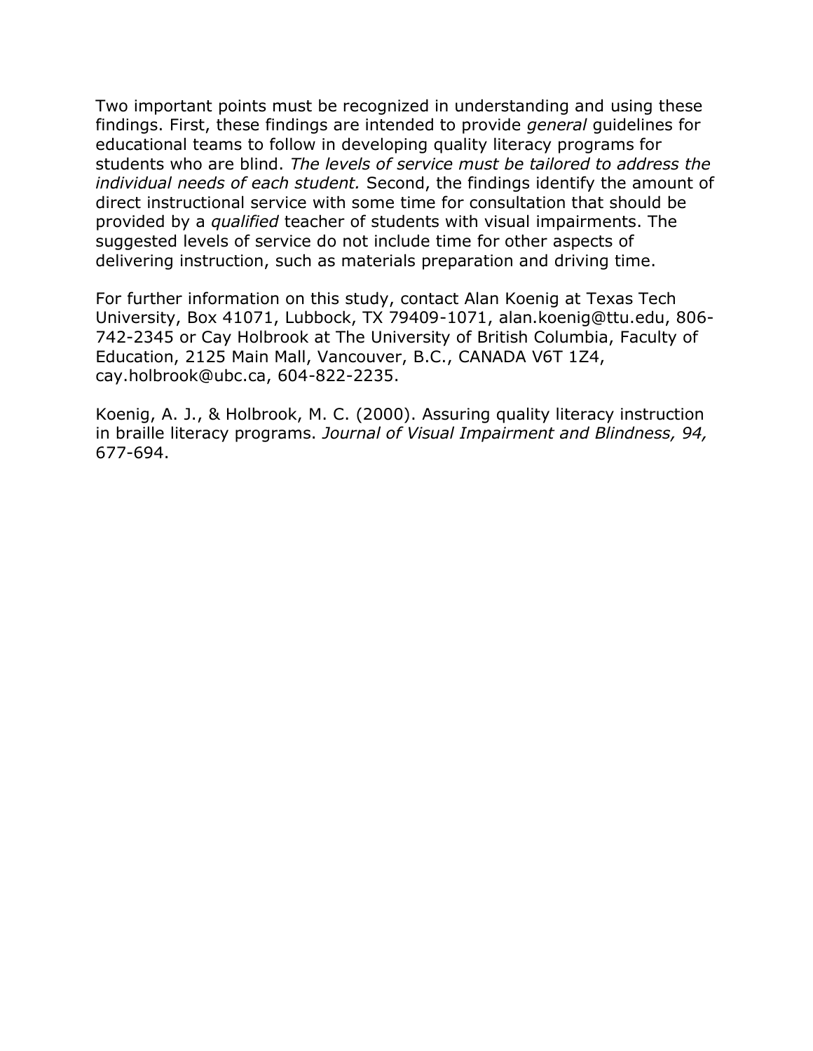Two important points must be recognized in understanding and using these findings. First, these findings are intended to provide *general* guidelines for educational teams to follow in developing quality literacy programs for students who are blind. *The levels of service must be tailored to address the individual needs of each student.* Second, the findings identify the amount of direct instructional service with some time for consultation that should be provided by a *qualified* teacher of students with visual impairments. The suggested levels of service do not include time for other aspects of delivering instruction, such as materials preparation and driving time.

For further information on this study, contact Alan Koenig at Texas Tech University, Box 41071, Lubbock, TX 79409-1071, alan.koenig@ttu.edu, 806-742-2345 or Cay Holbrook at The University of British Columbia, Faculty of Education, 2125 Main Mall, Vancouver, B.C., CANADA V6T 1Z4, cay.holbrook@ubc.ca, 604-822-2235.

Koenig, A. J., & Holbrook, M. C. (2000). Assuring quality literacy instruction in braille literacy programs. *Journal of Visual Impairment and Blindness, 94,* 677-694.